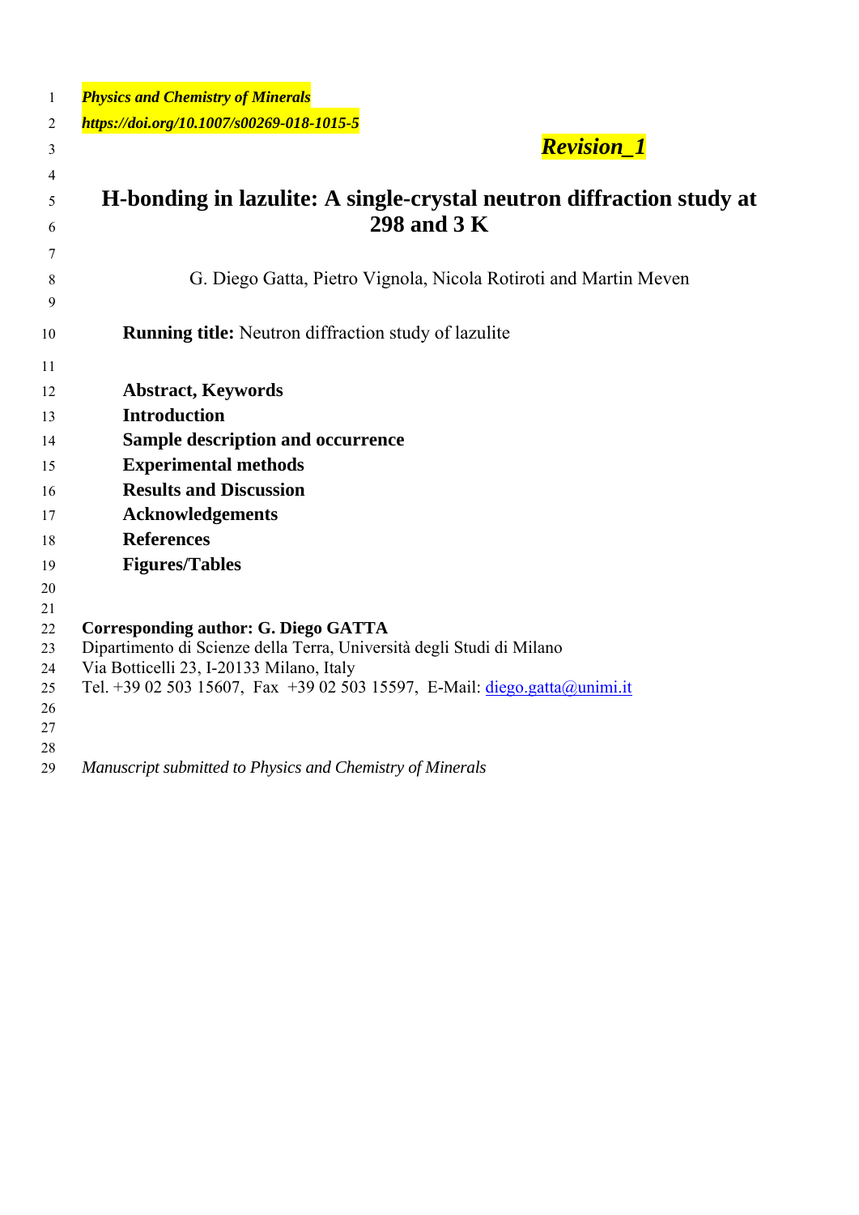***Physics and Chemistry of Minerals***

***https://doi.org/10.1007/s00269-018-1015-5***

***Revision_1***

# H-bonding in lazulite: A single-crystal neutron diffraction study at 298 and 3 K

G. Diego Gatta, Pietro Vignola, Nicola Rotiroti and Martin Meven

**Running title:** Neutron diffraction study of lazulite

**Abstract, Keywords**
**Introduction**
**Sample description and occurrence**
**Experimental methods**
**Results and Discussion**
**Acknowledgements**
**References**
**Figures/Tables**

**Corresponding author: G. Diego GATTA**
Dipartimento di Scienze della Terra, Università degli Studi di Milano
Via Botticelli 23, I-20133 Milano, Italy
Tel. +39 02 503 15607, Fax +39 02 503 15597, E-Mail: diego.gatta@unimi.it

*Manuscript submitted to Physics and Chemistry of Minerals*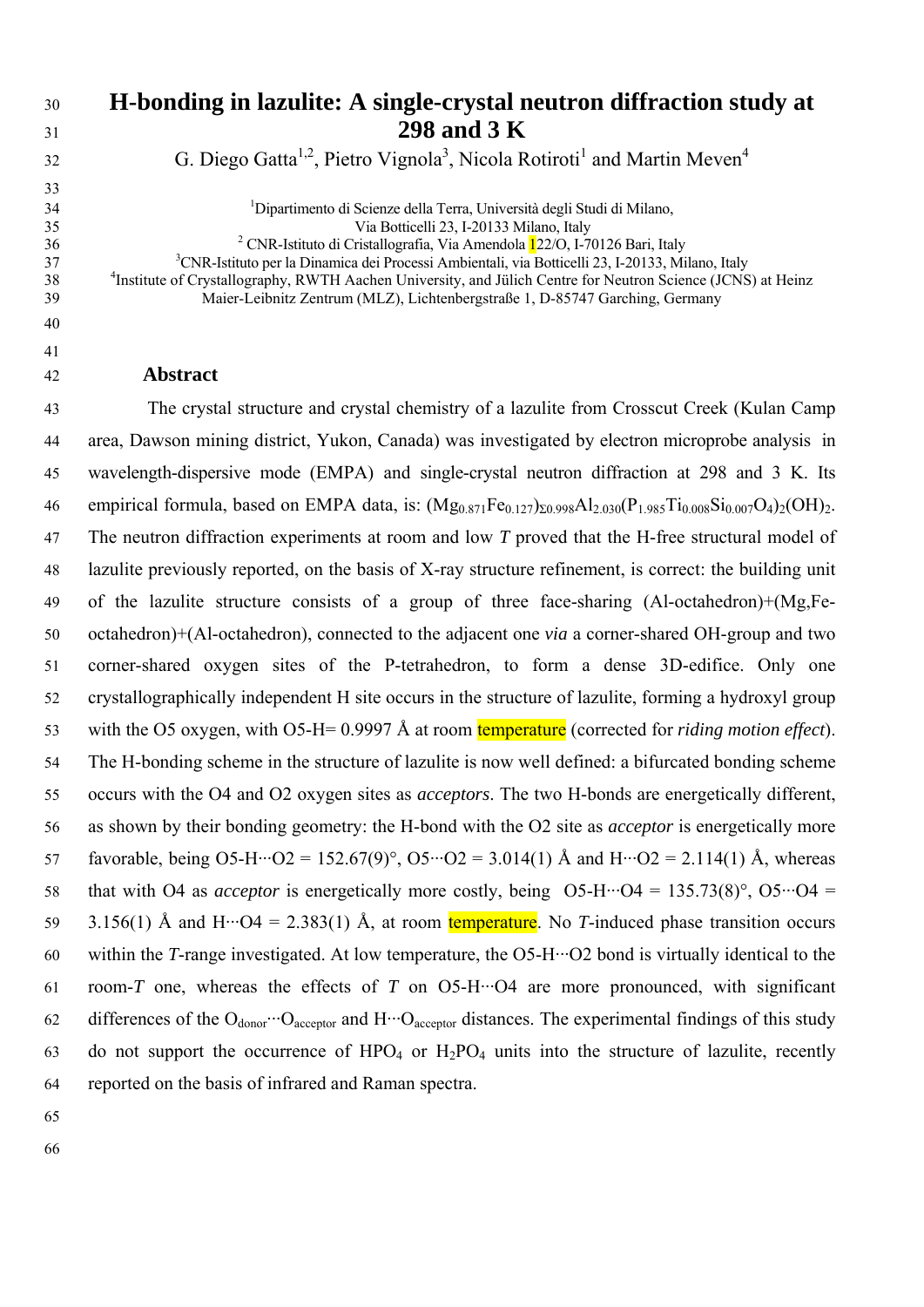# H-bonding in lazulite: A single-crystal neutron diffraction study at 298 and 3 K

G. Diego Gatta[1,2], Pietro Vignola[3], Nicola Rotiroti[1] and Martin Meven[4]

[1]Dipartimento di Scienze della Terra, Università degli Studi di Milano, Via Botticelli 23, I-20133 Milano, Italy

[2] CNR-Istituto di Cristallografia, Via Amendola 122/O, I-70126 Bari, Italy

[3]CNR-Istituto per la Dinamica dei Processi Ambientali, via Botticelli 23, I-20133, Milano, Italy

[4]Institute of Crystallography, RWTH Aachen University, and Jülich Centre for Neutron Science (JCNS) at Heinz Maier-Leibnitz Zentrum (MLZ), Lichtenbergstraße 1, D-85747 Garching, Germany

## Abstract

The crystal structure and crystal chemistry of a lazulite from Crosscut Creek (Kulan Camp area, Dawson mining district, Yukon, Canada) was investigated by electron microprobe analysis in wavelength-dispersive mode (EMPA) and single-crystal neutron diffraction at 298 and 3 K. Its empirical formula, based on EMPA data, is: $(Mg_{0.871}Fe_{0.127})_{\Sigma 0.998}Al_{2.030}(P_{1.985}Ti_{0.008}Si_{0.007}O_4)_2(OH)_2$. The neutron diffraction experiments at room and low *T* proved that the H-free structural model of lazulite previously reported, on the basis of X-ray structure refinement, is correct: the building unit of the lazulite structure consists of a group of three face-sharing (Al-octahedron)+(Mg,Fe-octahedron)+(Al-octahedron), connected to the adjacent one *via* a corner-shared OH-group and two corner-shared oxygen sites of the P-tetrahedron, to form a dense 3D-edifice. Only one crystallographically independent H site occurs in the structure of lazulite, forming a hydroxyl group with the O5 oxygen, with O5-H= 0.9997 Å at room temperature (corrected for *riding motion effect*). The H-bonding scheme in the structure of lazulite is now well defined: a bifurcated bonding scheme occurs with the O4 and O2 oxygen sites as *acceptors*. The two H-bonds are energetically different, as shown by their bonding geometry: the H-bond with the O2 site as *acceptor* is energetically more favorable, being O5-H···O2 = 152.67(9)°, O5···O2 = 3.014(1) Å and H···O2 = 2.114(1) Å, whereas that with O4 as *acceptor* is energetically more costly, being O5-H···O4 = 135.73(8)°, O5···O4 = 3.156(1) Å and H···O4 = 2.383(1) Å, at room temperature. No *T*-induced phase transition occurs within the *T*-range investigated. At low temperature, the O5-H···O2 bond is virtually identical to the room-*T* one, whereas the effects of *T* on O5-H···O4 are more pronounced, with significant differences of the $O_{donor}$···$O_{acceptor}$ and H···$O_{acceptor}$ distances. The experimental findings of this study do not support the occurrence of $HPO_4$ or $H_2PO_4$ units into the structure of lazulite, recently reported on the basis of infrared and Raman spectra.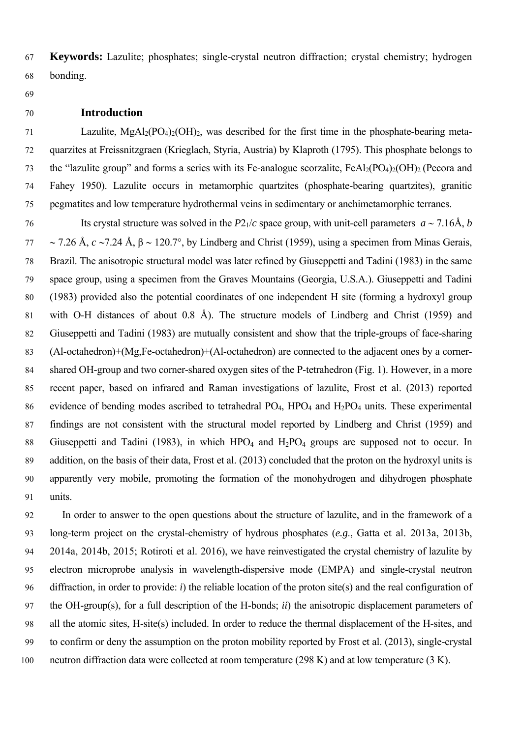**Keywords:** Lazulite; phosphates; single-crystal neutron diffraction; crystal chemistry; hydrogen bonding.

## Introduction

Lazulite, $MgAl_2(PO_4)_2(OH)_2$, was described for the first time in the phosphate-bearing meta-quarzites at Freissnitzgraen (Krieglach, Styria, Austria) by Klaproth (1795). This phosphate belongs to the "lazulite group" and forms a series with its Fe-analogue scorzalite, $FeAl_2(PO_4)_2(OH)_2$ (Pecora and Fahey 1950). Lazulite occurs in metamorphic quartzites (phosphate-bearing quartzites), granitic pegmatites and low temperature hydrothermal veins in sedimentary or anchimetamorphic terranes.

Its crystal structure was solved in the $P2_1/c$ space group, with unit-cell parameters $a \sim 7.16$Å, $b \sim 7.26$ Å, $c \sim 7.24$ Å, $\beta \sim 120.7°$, by Lindberg and Christ (1959), using a specimen from Minas Gerais, Brazil. The anisotropic structural model was later refined by Giuseppetti and Tadini (1983) in the same space group, using a specimen from the Graves Mountains (Georgia, U.S.A.). Giuseppetti and Tadini (1983) provided also the potential coordinates of one independent H site (forming a hydroxyl group with O-H distances of about 0.8 Å). The structure models of Lindberg and Christ (1959) and Giuseppetti and Tadini (1983) are mutually consistent and show that the triple-groups of face-sharing (Al-octahedron)+(Mg,Fe-octahedron)+(Al-octahedron) are connected to the adjacent ones by a corner-shared OH-group and two corner-shared oxygen sites of the P-tetrahedron (Fig. 1). However, in a more recent paper, based on infrared and Raman investigations of lazulite, Frost et al. (2013) reported evidence of bending modes ascribed to tetrahedral $PO_4$, $HPO_4$ and $H_2PO_4$ units. These experimental findings are not consistent with the structural model reported by Lindberg and Christ (1959) and Giuseppetti and Tadini (1983), in which $HPO_4$ and $H_2PO_4$ groups are supposed not to occur. In addition, on the basis of their data, Frost et al. (2013) concluded that the proton on the hydroxyl units is apparently very mobile, promoting the formation of the monohydrogen and dihydrogen phosphate units.

In order to answer to the open questions about the structure of lazulite, and in the framework of a long-term project on the crystal-chemistry of hydrous phosphates (*e.g.*, Gatta et al. 2013a, 2013b, 2014a, 2014b, 2015; Rotiroti et al. 2016), we have reinvestigated the crystal chemistry of lazulite by electron microprobe analysis in wavelength-dispersive mode (EMPA) and single-crystal neutron diffraction, in order to provide: *i*) the reliable location of the proton site(s) and the real configuration of the OH-group(s), for a full description of the H-bonds; *ii*) the anisotropic displacement parameters of all the atomic sites, H-site(s) included. In order to reduce the thermal displacement of the H-sites, and to confirm or deny the assumption on the proton mobility reported by Frost et al. (2013), single-crystal neutron diffraction data were collected at room temperature (298 K) and at low temperature (3 K).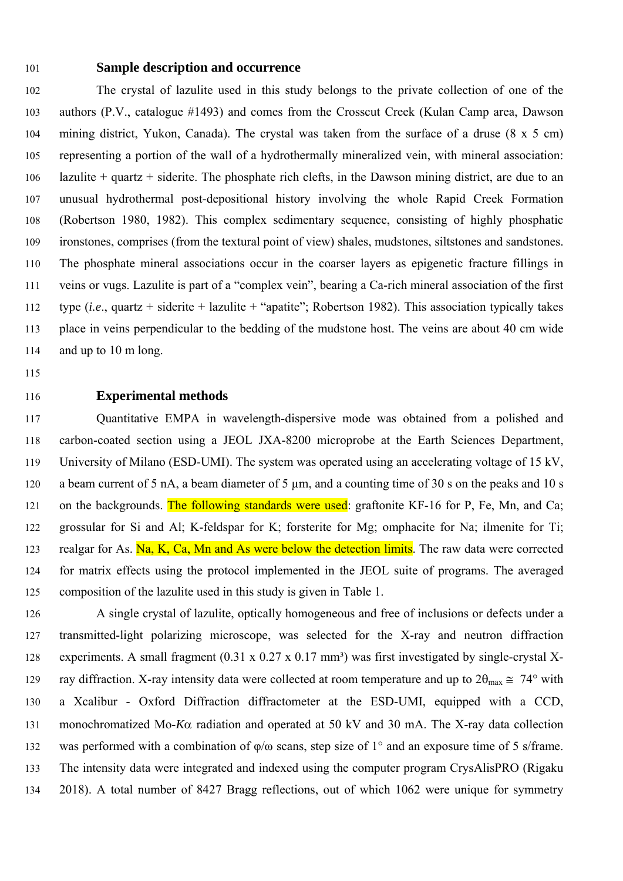## Sample description and occurrence

The crystal of lazulite used in this study belongs to the private collection of one of the authors (P.V., catalogue #1493) and comes from the Crosscut Creek (Kulan Camp area, Dawson mining district, Yukon, Canada). The crystal was taken from the surface of a druse (8 x 5 cm) representing a portion of the wall of a hydrothermally mineralized vein, with mineral association: lazulite + quartz + siderite. The phosphate rich clefts, in the Dawson mining district, are due to an unusual hydrothermal post-depositional history involving the whole Rapid Creek Formation (Robertson 1980, 1982). This complex sedimentary sequence, consisting of highly phosphatic ironstones, comprises (from the textural point of view) shales, mudstones, siltstones and sandstones. The phosphate mineral associations occur in the coarser layers as epigenetic fracture fillings in veins or vugs. Lazulite is part of a "complex vein", bearing a Ca-rich mineral association of the first type (*i.e*., quartz + siderite + lazulite + "apatite"; Robertson 1982). This association typically takes place in veins perpendicular to the bedding of the mudstone host. The veins are about 40 cm wide and up to 10 m long.

## Experimental methods

Quantitative EMPA in wavelength-dispersive mode was obtained from a polished and carbon-coated section using a JEOL JXA-8200 microprobe at the Earth Sciences Department, University of Milano (ESD-UMI). The system was operated using an accelerating voltage of 15 kV, a beam current of 5 nA, a beam diameter of 5 µm, and a counting time of 30 s on the peaks and 10 s on the backgrounds. The following standards were used: graftonite KF-16 for P, Fe, Mn, and Ca; grossular for Si and Al; K-feldspar for K; forsterite for Mg; omphacite for Na; ilmenite for Ti; realgar for As. Na, K, Ca, Mn and As were below the detection limits. The raw data were corrected for matrix effects using the protocol implemented in the JEOL suite of programs. The averaged composition of the lazulite used in this study is given in Table 1.

A single crystal of lazulite, optically homogeneous and free of inclusions or defects under a transmitted-light polarizing microscope, was selected for the X-ray and neutron diffraction experiments. A small fragment (0.31 x 0.27 x 0.17 mm³) was first investigated by single-crystal X-ray diffraction. X-ray intensity data were collected at room temperature and up to $2\theta_{max} \cong 74°$ with a Xcalibur - Oxford Diffraction diffractometer at the ESD-UMI, equipped with a CCD, monochromatized Mo-*K*α radiation and operated at 50 kV and 30 mA. The X-ray data collection was performed with a combination of φ/ω scans, step size of 1° and an exposure time of 5 s/frame. The intensity data were integrated and indexed using the computer program CrysAlisPRO (Rigaku 2018). A total number of 8427 Bragg reflections, out of which 1062 were unique for symmetry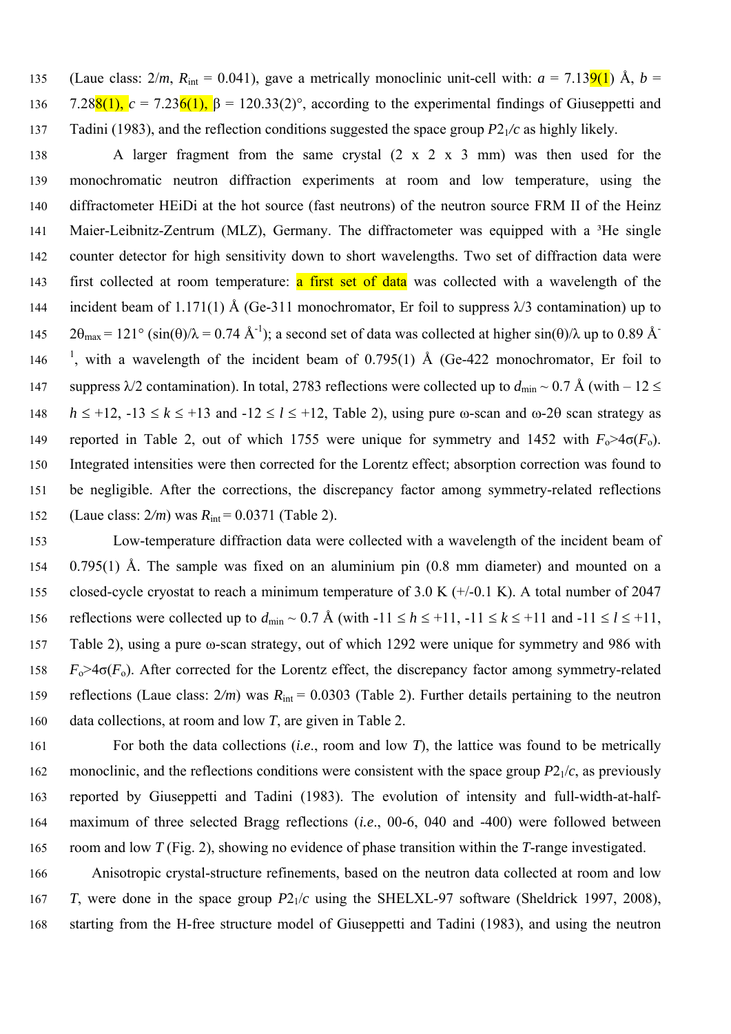(Laue class: $2/m$, $R_{int}$ = 0.041), gave a metrically monoclinic unit-cell with: $a$ = 7.139(1) Å, $b$ = 7.288(1), $c$ = 7.236(1), β = 120.33(2)°, according to the experimental findings of Giuseppetti and Tadini (1983), and the reflection conditions suggested the space group $P2_1/c$ as highly likely.

A larger fragment from the same crystal (2 x 2 x 3 mm) was then used for the monochromatic neutron diffraction experiments at room and low temperature, using the diffractometer HEiDi at the hot source (fast neutrons) of the neutron source FRM II of the Heinz Maier-Leibnitz-Zentrum (MLZ), Germany. The diffractometer was equipped with a $^3$He single counter detector for high sensitivity down to short wavelengths. Two set of diffraction data were first collected at room temperature: a first set of data was collected with a wavelength of the incident beam of 1.171(1) Å (Ge-311 monochromator, Er foil to suppress λ/3 contamination) up to $2\theta_{max}$ = 121° ($\sin(\theta)/\lambda$ = 0.74 Å$^{-1}$); a second set of data was collected at higher $\sin(\theta)/\lambda$ up to 0.89 Å$^{-1}$, with a wavelength of the incident beam of 0.795(1) Å (Ge-422 monochromator, Er foil to suppress λ/2 contamination). In total, 2783 reflections were collected up to $d_{min}$ ~ 0.7 Å (with – 12 ≤ $h$ ≤ +12, -13 ≤ $k$ ≤ +13 and -12 ≤ $l$ ≤ +12, Table 2), using pure ω-scan and ω-2θ scan strategy as reported in Table 2, out of which 1755 were unique for symmetry and 1452 with $F_o$>4σ($F_o$). Integrated intensities were then corrected for the Lorentz effect; absorption correction was found to be negligible. After the corrections, the discrepancy factor among symmetry-related reflections (Laue class: $2/m$) was $R_{int}$ = 0.0371 (Table 2).

Low-temperature diffraction data were collected with a wavelength of the incident beam of 0.795(1) Å. The sample was fixed on an aluminium pin (0.8 mm diameter) and mounted on a closed-cycle cryostat to reach a minimum temperature of 3.0 K (+/-0.1 K). A total number of 2047 reflections were collected up to $d_{min}$ ~ 0.7 Å (with -11 ≤ $h$ ≤ +11, -11 ≤ $k$ ≤ +11 and -11 ≤ $l$ ≤ +11, Table 2), using a pure ω-scan strategy, out of which 1292 were unique for symmetry and 986 with $F_o$>4σ($F_o$). After corrected for the Lorentz effect, the discrepancy factor among symmetry-related reflections (Laue class: $2/m$) was $R_{int}$ = 0.0303 (Table 2). Further details pertaining to the neutron data collections, at room and low $T$, are given in Table 2.

For both the data collections (*i.e.*, room and low $T$), the lattice was found to be metrically monoclinic, and the reflections conditions were consistent with the space group $P2_1/c$, as previously reported by Giuseppetti and Tadini (1983). The evolution of intensity and full-width-at-half-maximum of three selected Bragg reflections (*i.e.*, 00-6, 040 and -400) were followed between room and low $T$ (Fig. 2), showing no evidence of phase transition within the $T$-range investigated.

Anisotropic crystal-structure refinements, based on the neutron data collected at room and low $T$, were done in the space group $P2_1/c$ using the SHELXL-97 software (Sheldrick 1997, 2008), starting from the H-free structure model of Giuseppetti and Tadini (1983), and using the neutron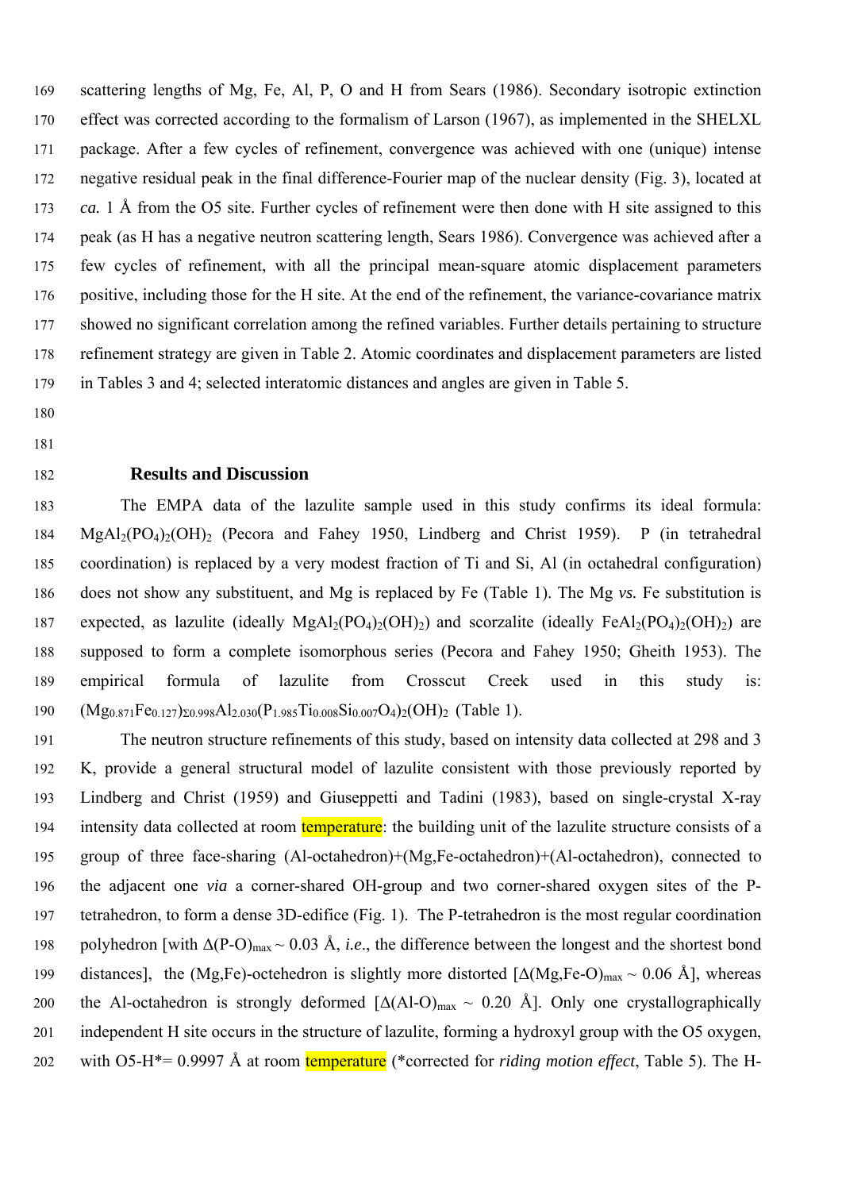scattering lengths of Mg, Fe, Al, P, O and H from Sears (1986). Secondary isotropic extinction effect was corrected according to the formalism of Larson (1967), as implemented in the SHELXL package. After a few cycles of refinement, convergence was achieved with one (unique) intense negative residual peak in the final difference-Fourier map of the nuclear density (Fig. 3), located at *ca.* 1 Å from the O5 site. Further cycles of refinement were then done with H site assigned to this peak (as H has a negative neutron scattering length, Sears 1986). Convergence was achieved after a few cycles of refinement, with all the principal mean-square atomic displacement parameters positive, including those for the H site. At the end of the refinement, the variance-covariance matrix showed no significant correlation among the refined variables. Further details pertaining to structure refinement strategy are given in Table 2. Atomic coordinates and displacement parameters are listed in Tables 3 and 4; selected interatomic distances and angles are given in Table 5.

## Results and Discussion

The EMPA data of the lazulite sample used in this study confirms its ideal formula: $MgAl_2(PO_4)_2(OH)_2$ (Pecora and Fahey 1950, Lindberg and Christ 1959). P (in tetrahedral coordination) is replaced by a very modest fraction of Ti and Si, Al (in octahedral configuration) does not show any substituent, and Mg is replaced by Fe (Table 1). The Mg *vs.* Fe substitution is expected, as lazulite (ideally $MgAl_2(PO_4)_2(OH)_2$) and scorzalite (ideally $FeAl_2(PO_4)_2(OH)_2$) are supposed to form a complete isomorphous series (Pecora and Fahey 1950; Gheith 1953). The empirical formula of lazulite from Crosscut Creek used in this study is: $(Mg_{0.871}Fe_{0.127})_{\Sigma 0.998}Al_{2.030}(P_{1.985}Ti_{0.008}Si_{0.007}O_4)_2(OH)_2$ (Table 1).

The neutron structure refinements of this study, based on intensity data collected at 298 and 3 K, provide a general structural model of lazulite consistent with those previously reported by Lindberg and Christ (1959) and Giuseppetti and Tadini (1983), based on single-crystal X-ray intensity data collected at room temperature: the building unit of the lazulite structure consists of a group of three face-sharing (Al-octahedron)+(Mg,Fe-octahedron)+(Al-octahedron), connected to the adjacent one *via* a corner-shared OH-group and two corner-shared oxygen sites of the P-tetrahedron, to form a dense 3D-edifice (Fig. 1). The P-tetrahedron is the most regular coordination polyhedron [with $\Delta(\text{P-O})_{max} \sim 0.03$ Å, *i.e*., the difference between the longest and the shortest bond distances], the (Mg,Fe)-octehedron is slightly more distorted [$\Delta(\text{Mg,Fe-O})_{max} \sim 0.06$ Å], whereas the Al-octahedron is strongly deformed [$\Delta(\text{Al-O})_{max} \sim 0.20$ Å]. Only one crystallographically independent H site occurs in the structure of lazulite, forming a hydroxyl group with the O5 oxygen, with O5-H*= 0.9997 Å at room temperature (*corrected for *riding motion effect*, Table 5). The H-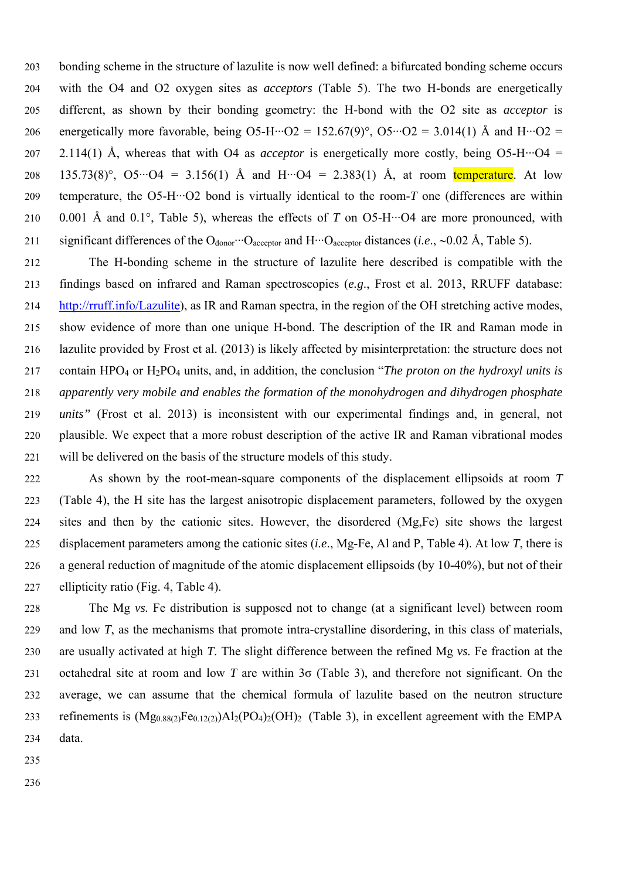bonding scheme in the structure of lazulite is now well defined: a bifurcated bonding scheme occurs with the O4 and O2 oxygen sites as *acceptors* (Table 5). The two H-bonds are energetically different, as shown by their bonding geometry: the H-bond with the O2 site as *acceptor* is energetically more favorable, being O5-H···O2 = 152.67(9)°, O5···O2 = 3.014(1) Å and H···O2 = 2.114(1) Å, whereas that with O4 as *acceptor* is energetically more costly, being O5-H···O4 = 135.73(8)°, O5···O4 = 3.156(1) Å and H···O4 = 2.383(1) Å, at room temperature. At low temperature, the O5-H···O2 bond is virtually identical to the room-*T* one (differences are within 0.001 Å and 0.1°, Table 5), whereas the effects of *T* on O5-H···O4 are more pronounced, with significant differences of the $O_{donor}$···$O_{acceptor}$ and H···$O_{acceptor}$ distances (*i.e*., ~0.02 Å, Table 5).

The H-bonding scheme in the structure of lazulite here described is compatible with the findings based on infrared and Raman spectroscopies (*e.g*., Frost et al. 2013, RRUFF database: http://rruff.info/Lazulite), as IR and Raman spectra, in the region of the OH stretching active modes, show evidence of more than one unique H-bond. The description of the IR and Raman mode in lazulite provided by Frost et al. (2013) is likely affected by misinterpretation: the structure does not contain $HPO_4$ or $H_2PO_4$ units, and, in addition, the conclusion "*The proton on the hydroxyl units is apparently very mobile and enables the formation of the monohydrogen and dihydrogen phosphate units*" (Frost et al. 2013) is inconsistent with our experimental findings and, in general, not plausible. We expect that a more robust description of the active IR and Raman vibrational modes will be delivered on the basis of the structure models of this study.

As shown by the root-mean-square components of the displacement ellipsoids at room *T* (Table 4), the H site has the largest anisotropic displacement parameters, followed by the oxygen sites and then by the cationic sites. However, the disordered (Mg,Fe) site shows the largest displacement parameters among the cationic sites (*i.e*., Mg-Fe, Al and P, Table 4). At low *T*, there is a general reduction of magnitude of the atomic displacement ellipsoids (by 10-40%), but not of their ellipticity ratio (Fig. 4, Table 4).

The Mg *vs.* Fe distribution is supposed not to change (at a significant level) between room and low *T*, as the mechanisms that promote intra-crystalline disordering, in this class of materials, are usually activated at high *T*. The slight difference between the refined Mg *vs.* Fe fraction at the octahedral site at room and low *T* are within 3σ (Table 3), and therefore not significant. On the average, we can assume that the chemical formula of lazulite based on the neutron structure refinements is $(Mg_{0.88(2)}Fe_{0.12(2)})Al_2(PO_4)_2(OH)_2$ (Table 3), in excellent agreement with the EMPA data.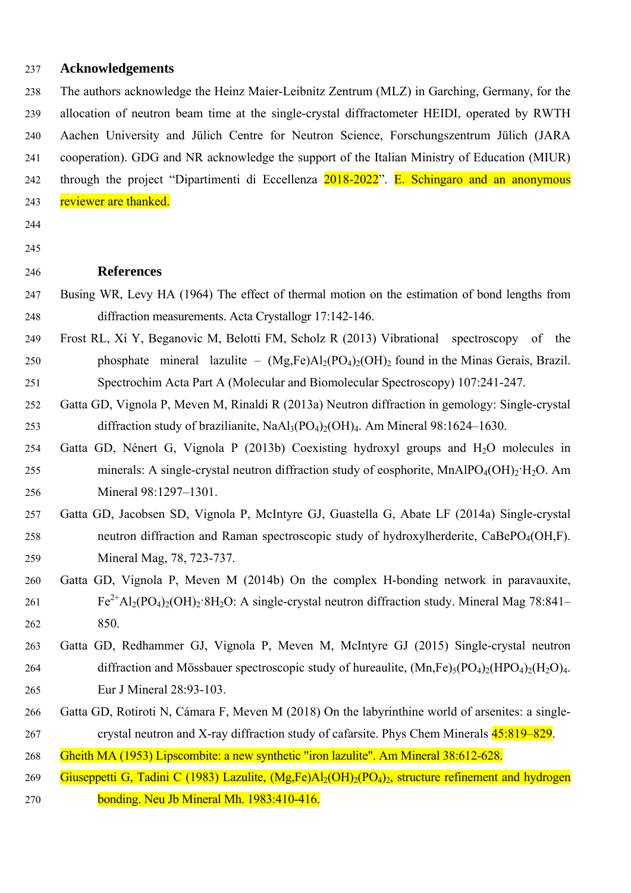## Acknowledgements

The authors acknowledge the Heinz Maier-Leibnitz Zentrum (MLZ) in Garching, Germany, for the allocation of neutron beam time at the single-crystal diffractometer HEIDI, operated by RWTH Aachen University and Jülich Centre for Neutron Science, Forschungszentrum Jülich (JARA cooperation). GDG and NR acknowledge the support of the Italian Ministry of Education (MIUR) through the project "Dipartimenti di Eccellenza 2018-2022". E. Schingaro and an anonymous reviewer are thanked.

## References

Busing WR, Levy HA (1964) The effect of thermal motion on the estimation of bond lengths from diffraction measurements. Acta Crystallogr 17:142-146.

Frost RL, Xi Y, Beganovic M, Belotti FM, Scholz R (2013) Vibrational spectroscopy of the phosphate mineral lazulite – $(Mg,Fe)Al_2(PO_4)_2(OH)_2$ found in the Minas Gerais, Brazil. Spectrochim Acta Part A (Molecular and Biomolecular Spectroscopy) 107:241-247.

Gatta GD, Vignola P, Meven M, Rinaldi R (2013a) Neutron diffraction in gemology: Single-crystal diffraction study of brazilianite, $NaAl_3(PO_4)_2(OH)_4$. Am Mineral 98:1624–1630.

Gatta GD, Nénert G, Vignola P (2013b) Coexisting hydroxyl groups and $H_2O$ molecules in minerals: A single-crystal neutron diffraction study of eosphorite, $MnAlPO_4(OH)_2{\cdot}H_2O$. Am Mineral 98:1297–1301.

Gatta GD, Jacobsen SD, Vignola P, McIntyre GJ, Guastella G, Abate LF (2014a) Single-crystal neutron diffraction and Raman spectroscopic study of hydroxylherderite, $CaBePO_4(OH,F)$. Mineral Mag, 78, 723-737.

Gatta GD, Vignola P, Meven M (2014b) On the complex H-bonding network in paravauxite, $Fe^{2+}Al_2(PO_4)_2(OH)_2{\cdot}8H_2O$: A single-crystal neutron diffraction study. Mineral Mag 78:841–850.

Gatta GD, Redhammer GJ, Vignola P, Meven M, McIntyre GJ (2015) Single-crystal neutron diffraction and Mössbauer spectroscopic study of hureaulite, $(Mn,Fe)_5(PO_4)_2(HPO_4)_2(H_2O)_4$. Eur J Mineral 28:93-103.

Gatta GD, Rotiroti N, Cámara F, Meven M (2018) On the labyrinthine world of arsenites: a single-crystal neutron and X-ray diffraction study of cafarsite. Phys Chem Minerals 45:819–829.

Gheith MA (1953) Lipscombite: a new synthetic "iron lazulite". Am Mineral 38:612-628.

Giuseppetti G, Tadini C (1983) Lazulite, $(Mg,Fe)Al_2(OH)_2(PO_4)_2$, structure refinement and hydrogen bonding. Neu Jb Mineral Mh. 1983:410-416.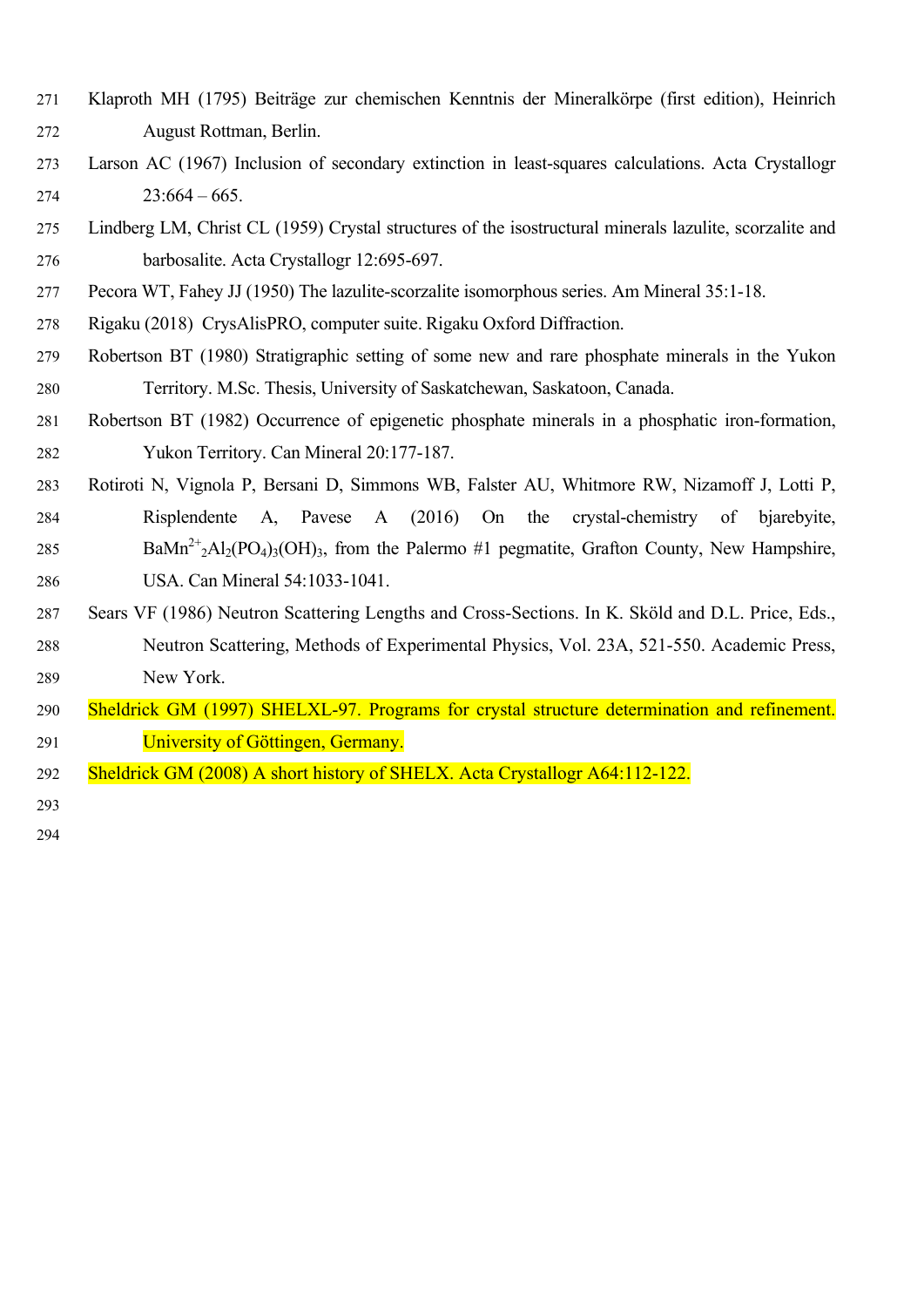Klaproth MH (1795) Beiträge zur chemischen Kenntnis der Mineralkörpe (first edition), Heinrich August Rottman, Berlin.

Larson AC (1967) Inclusion of secondary extinction in least-squares calculations. Acta Crystallogr 23:664 – 665.

Lindberg LM, Christ CL (1959) Crystal structures of the isostructural minerals lazulite, scorzalite and barbosalite. Acta Crystallogr 12:695-697.

Pecora WT, Fahey JJ (1950) The lazulite-scorzalite isomorphous series. Am Mineral 35:1-18.

Rigaku (2018) CrysAlisPRO, computer suite. Rigaku Oxford Diffraction.

Robertson BT (1980) Stratigraphic setting of some new and rare phosphate minerals in the Yukon Territory. M.Sc. Thesis, University of Saskatchewan, Saskatoon, Canada.

Robertson BT (1982) Occurrence of epigenetic phosphate minerals in a phosphatic iron-formation, Yukon Territory. Can Mineral 20:177-187.

Rotiroti N, Vignola P, Bersani D, Simmons WB, Falster AU, Whitmore RW, Nizamoff J, Lotti P, Risplendente A, Pavese A (2016) On the crystal-chemistry of bjarebyite, $BaMn^{2+}_2Al_2(PO_4)_3(OH)_3$, from the Palermo #1 pegmatite, Grafton County, New Hampshire, USA. Can Mineral 54:1033-1041.

Sears VF (1986) Neutron Scattering Lengths and Cross-Sections. In K. Sköld and D.L. Price, Eds., Neutron Scattering, Methods of Experimental Physics, Vol. 23A, 521-550. Academic Press, New York.

Sheldrick GM (1997) SHELXL-97. Programs for crystal structure determination and refinement. University of Göttingen, Germany.

Sheldrick GM (2008) A short history of SHELX. Acta Crystallogr A64:112-122.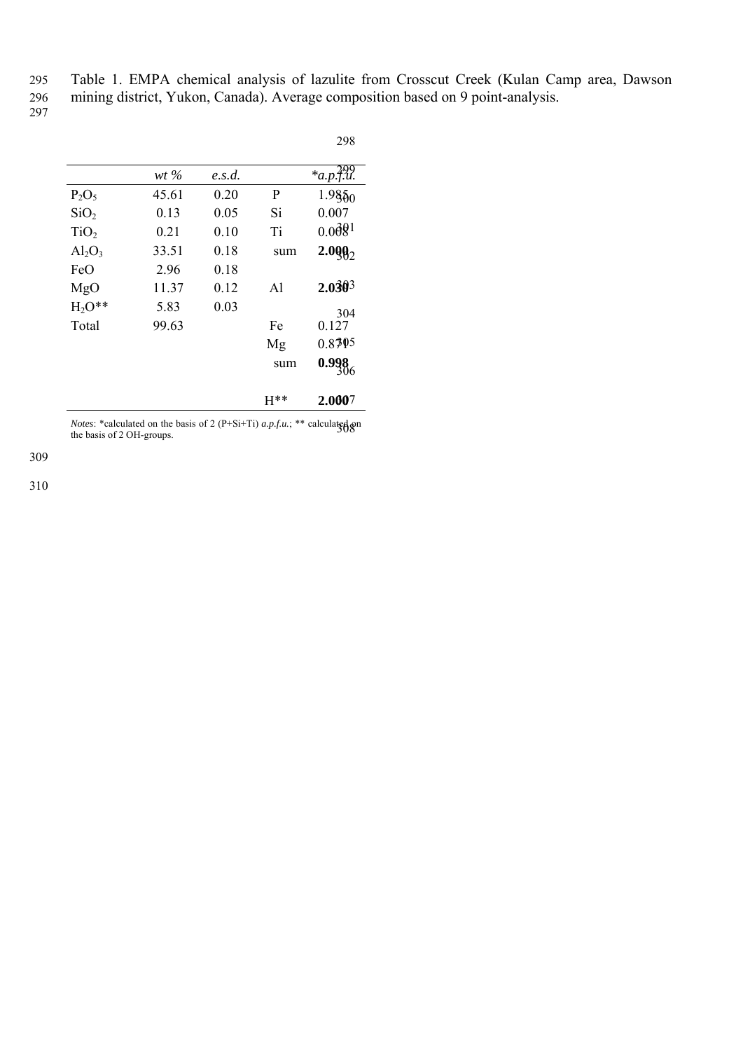Table 1. EMPA chemical analysis of lazulite from Crosscut Creek (Kulan Camp area, Dawson mining district, Yukon, Canada). Average composition based on 9 point-analysis.

| | *wt %* | *e.s.d.* | | **a.p.f.u.* |
|---|---|---|---|---|
| $P_2O_5$ | 45.61 | 0.20 | P | 1.985 |
| $SiO_2$ | 0.13 | 0.05 | Si | 0.007 |
| $TiO_2$ | 0.21 | 0.10 | Ti | 0.008 |
| $Al_2O_3$ | 33.51 | 0.18 | sum | **2.000** |
| FeO | 2.96 | 0.18 | | |
| MgO | 11.37 | 0.12 | Al | **2.030** |
| $H_2O$** | 5.83 | 0.03 | | |
| Total | 99.63 | | Fe | 0.127 |
| | | | Mg | 0.871 |
| | | | sum | **0.998** |
| | | | H** | **2.000** |

*Notes*: *calculated on the basis of 2 (P+Si+Ti) *a.p.f.u.*; ** calculated on the basis of 2 OH-groups.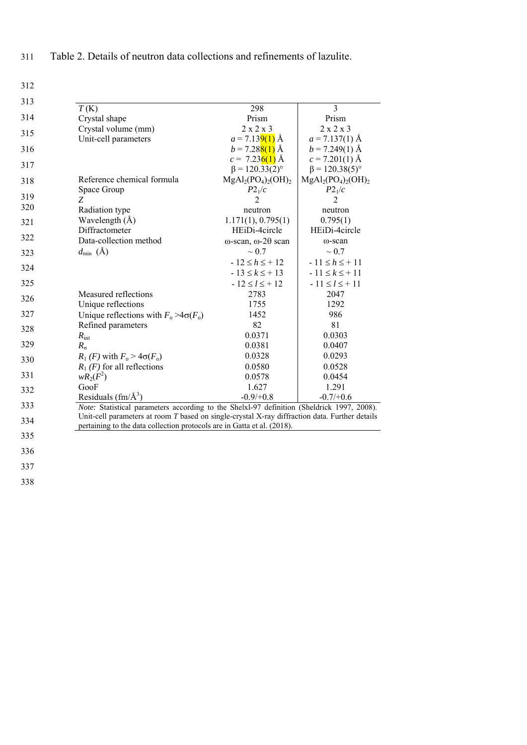Table 2. Details of neutron data collections and refinements of lazulite.

| $T$ (K) | 298 | 3 |
|---|---|---|
| Crystal shape | Prism | Prism |
| Crystal volume (mm) | 2 x 2 x 3 | 2 x 2 x 3 |
| Unit-cell parameters | $a$ = 7.139(1) Å | $a$ = 7.137(1) Å |
| | $b$ = 7.288(1) Å | $b$ = 7.249(1) Å |
| | $c$ = 7.236(1) Å | $c$ = 7.201(1) Å |
| | β = 120.33(2)° | β = 120.38(5)° |
| Reference chemical formula | $MgAl_2(PO_4)_2(OH)_2$ | $MgAl_2(PO_4)_2(OH)_2$ |
| Space Group | $P2_1/c$ | $P2_1/c$ |
| $Z$ | 2 | 2 |
| Radiation type | neutron | neutron |
| Wavelength (Å) | 1.171(1), 0.795(1) | 0.795(1) |
| Diffractometer | HEiDi-4circle | HEiDi-4circle |
| Data-collection method | ω-scan, ω-2θ scan | ω-scan |
| $d_{min}$ (Å) | ~ 0.7 | ~ 0.7 |
| | $-12 \leq h \leq +12$ | $-11 \leq h \leq +11$ |
| | $-13 \leq k \leq +13$ | $-11 \leq k \leq +11$ |
| | $-12 \leq l \leq +12$ | $-11 \leq l \leq +11$ |
| Measured reflections | 2783 | 2047 |
| Unique reflections | 1755 | 1292 |
| Unique reflections with $F_o > 4\sigma(F_o)$ | 1452 | 986 |
| Refined parameters | 82 | 81 |
| $R_{int}$ | 0.0371 | 0.0303 |
| $R_\sigma$ | 0.0381 | 0.0407 |
| $R_1$ *(F)* with $F_o > 4\sigma(F_o)$ | 0.0328 | 0.0293 |
| $R_1$ *(F)* for all reflections | 0.0580 | 0.0528 |
| $wR_2(F^2)$ | 0.0578 | 0.0454 |
| GooF | 1.627 | 1.291 |
| Residuals (fm/Å$^3$) | -0.9/+0.8 | -0.7/+0.6 |

*Note:* Statistical parameters according to the Shelxl-97 definition (Sheldrick 1997, 2008). Unit-cell parameters at room $T$ based on single-crystal X-ray diffraction data. Further details pertaining to the data collection protocols are in Gatta et al. (2018).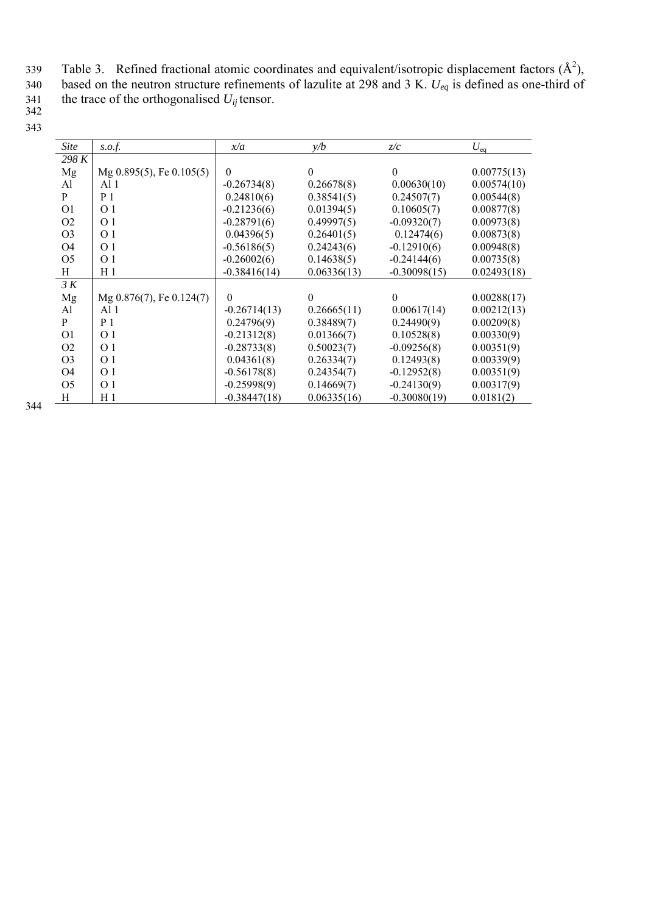Table 3. Refined fractional atomic coordinates and equivalent/isotropic displacement factors (Å$^2$), based on the neutron structure refinements of lazulite at 298 and 3 K. $U_{eq}$ is defined as one-third of the trace of the orthogonalised $U_{ij}$ tensor.

| *Site* | *s.o.f.* | *x/a* | *y/b* | *z/c* | $U_{eq}$ |
|---|---|---|---|---|---|
| *298 K* | | | | | |
| Mg | Mg 0.895(5), Fe 0.105(5) | 0 | 0 | 0 | 0.00775(13) |
| Al | Al 1 | -0.26734(8) | 0.26678(8) | 0.00630(10) | 0.00574(10) |
| P | P 1 | 0.24810(6) | 0.38541(5) | 0.24507(7) | 0.00544(8) |
| O1 | O 1 | -0.21236(6) | 0.01394(5) | 0.10605(7) | 0.00877(8) |
| O2 | O 1 | -0.28791(6) | 0.49997(5) | -0.09320(7) | 0.00973(8) |
| O3 | O 1 | 0.04396(5) | 0.26401(5) | 0.12474(6) | 0.00873(8) |
| O4 | O 1 | -0.56186(5) | 0.24243(6) | -0.12910(6) | 0.00948(8) |
| O5 | O 1 | -0.26002(6) | 0.14638(5) | -0.24144(6) | 0.00735(8) |
| H | H 1 | -0.38416(14) | 0.06336(13) | -0.30098(15) | 0.02493(18) |
| *3 K* | | | | | |
| Mg | Mg 0.876(7), Fe 0.124(7) | 0 | 0 | 0 | 0.00288(17) |
| Al | Al 1 | -0.26714(13) | 0.26665(11) | 0.00617(14) | 0.00212(13) |
| P | P 1 | 0.24796(9) | 0.38489(7) | 0.24490(9) | 0.00209(8) |
| O1 | O 1 | -0.21312(8) | 0.01366(7) | 0.10528(8) | 0.00330(9) |
| O2 | O 1 | -0.28733(8) | 0.50023(7) | -0.09256(8) | 0.00351(9) |
| O3 | O 1 | 0.04361(8) | 0.26334(7) | 0.12493(8) | 0.00339(9) |
| O4 | O 1 | -0.56178(8) | 0.24354(7) | -0.12952(8) | 0.00351(9) |
| O5 | O 1 | -0.25998(9) | 0.14669(7) | -0.24130(9) | 0.00317(9) |
| H | H 1 | -0.38447(18) | 0.06335(16) | -0.30080(19) | 0.0181(2) |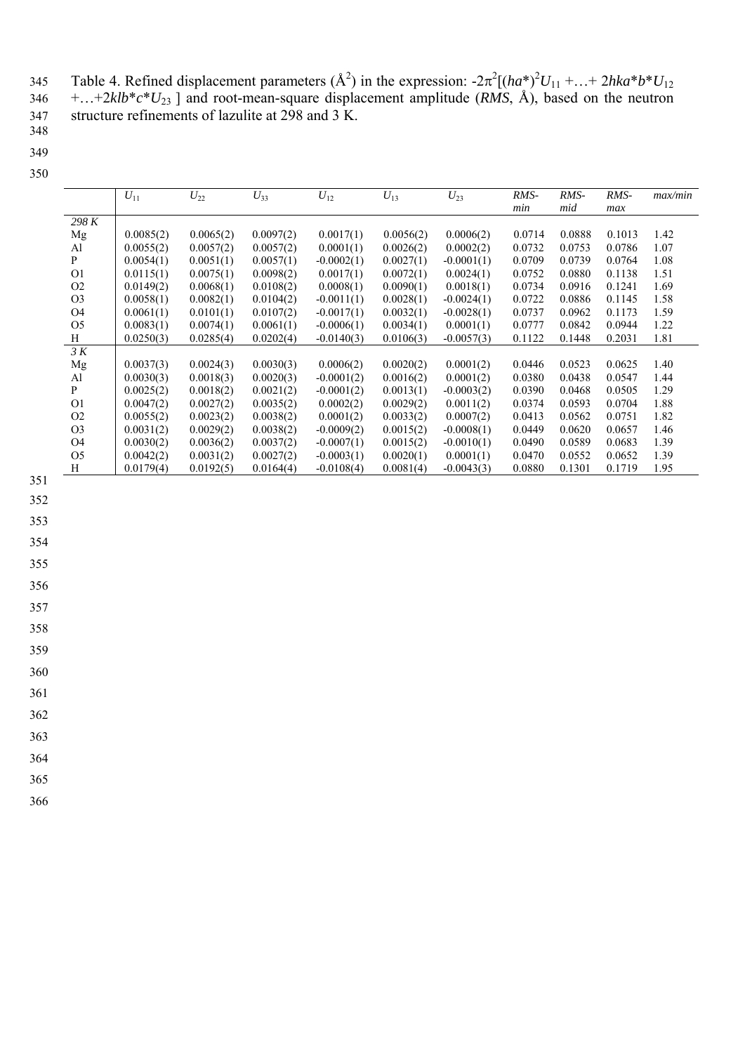Table 4. Refined displacement parameters (Å$^2$) in the expression: $-2\pi^2[(ha^*)^2U_{11} + \ldots + 2hka^*b^*U_{12} + \ldots + 2klb^*c^*U_{23}]$ and root-mean-square displacement amplitude (*RMS*, Å), based on the neutron structure refinements of lazulite at 298 and 3 K.

| | $U_{11}$ | $U_{22}$ | $U_{33}$ | $U_{12}$ | $U_{13}$ | $U_{23}$ | *RMS-min* | *RMS-mid* | *RMS-max* | *max/min* |
|---|---|---|---|---|---|---|---|---|---|---|
| *298 K* | | | | | | | | | | |
| Mg | 0.0085(2) | 0.0065(2) | 0.0097(2) | 0.0017(1) | 0.0056(2) | 0.0006(2) | 0.0714 | 0.0888 | 0.1013 | 1.42 |
| Al | 0.0055(2) | 0.0057(2) | 0.0057(2) | 0.0001(1) | 0.0026(2) | 0.0002(2) | 0.0732 | 0.0753 | 0.0786 | 1.07 |
| P | 0.0054(1) | 0.0051(1) | 0.0057(1) | -0.0002(1) | 0.0027(1) | -0.0001(1) | 0.0709 | 0.0739 | 0.0764 | 1.08 |
| O1 | 0.0115(1) | 0.0075(1) | 0.0098(2) | 0.0017(1) | 0.0072(1) | 0.0024(1) | 0.0752 | 0.0880 | 0.1138 | 1.51 |
| O2 | 0.0149(2) | 0.0068(1) | 0.0108(2) | 0.0008(1) | 0.0090(1) | 0.0018(1) | 0.0734 | 0.0916 | 0.1241 | 1.69 |
| O3 | 0.0058(1) | 0.0082(1) | 0.0104(2) | -0.0011(1) | 0.0028(1) | -0.0024(1) | 0.0722 | 0.0886 | 0.1145 | 1.58 |
| O4 | 0.0061(1) | 0.0101(1) | 0.0107(2) | -0.0017(1) | 0.0032(1) | -0.0028(1) | 0.0737 | 0.0962 | 0.1173 | 1.59 |
| O5 | 0.0083(1) | 0.0074(1) | 0.0061(1) | -0.0006(1) | 0.0034(1) | 0.0001(1) | 0.0777 | 0.0842 | 0.0944 | 1.22 |
| H | 0.0250(3) | 0.0285(4) | 0.0202(4) | -0.0140(3) | 0.0106(3) | -0.0057(3) | 0.1122 | 0.1448 | 0.2031 | 1.81 |
| *3 K* | | | | | | | | | | |
| Mg | 0.0037(3) | 0.0024(3) | 0.0030(3) | 0.0006(2) | 0.0020(2) | 0.0001(2) | 0.0446 | 0.0523 | 0.0625 | 1.40 |
| Al | 0.0030(3) | 0.0018(3) | 0.0020(3) | -0.0001(2) | 0.0016(2) | 0.0001(2) | 0.0380 | 0.0438 | 0.0547 | 1.44 |
| P | 0.0025(2) | 0.0018(2) | 0.0021(2) | -0.0001(2) | 0.0013(1) | -0.0003(2) | 0.0390 | 0.0468 | 0.0505 | 1.29 |
| O1 | 0.0047(2) | 0.0027(2) | 0.0035(2) | 0.0002(2) | 0.0029(2) | 0.0011(2) | 0.0374 | 0.0593 | 0.0704 | 1.88 |
| O2 | 0.0055(2) | 0.0023(2) | 0.0038(2) | 0.0001(2) | 0.0033(2) | 0.0007(2) | 0.0413 | 0.0562 | 0.0751 | 1.82 |
| O3 | 0.0031(2) | 0.0029(2) | 0.0038(2) | -0.0009(2) | 0.0015(2) | -0.0008(1) | 0.0449 | 0.0620 | 0.0657 | 1.46 |
| O4 | 0.0030(2) | 0.0036(2) | 0.0037(2) | -0.0007(1) | 0.0015(2) | -0.0010(1) | 0.0490 | 0.0589 | 0.0683 | 1.39 |
| O5 | 0.0042(2) | 0.0031(2) | 0.0027(2) | -0.0003(1) | 0.0020(1) | 0.0001(1) | 0.0470 | 0.0552 | 0.0652 | 1.39 |
| H | 0.0179(4) | 0.0192(5) | 0.0164(4) | -0.0108(4) | 0.0081(4) | -0.0043(3) | 0.0880 | 0.1301 | 0.1719 | 1.95 |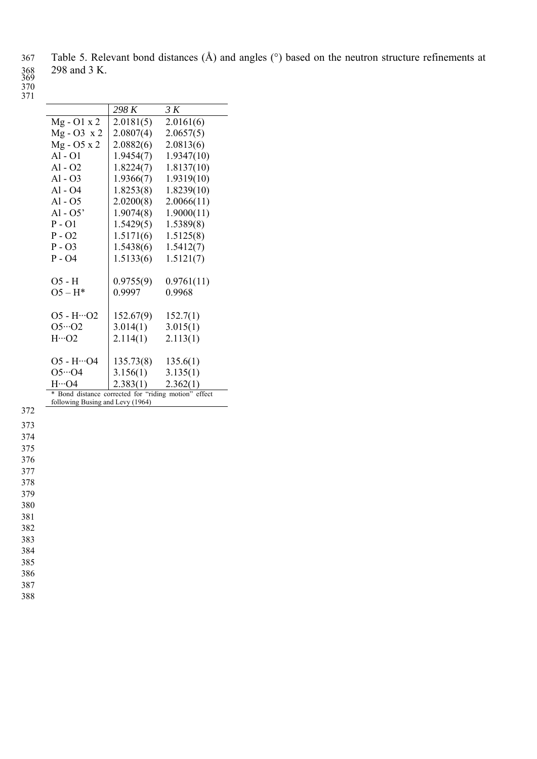Table 5. Relevant bond distances (Å) and angles (°) based on the neutron structure refinements at 298 and 3 K.

| | *298 K* | *3 K* |
|---|---|---|
| Mg - O1 x 2 | 2.0181(5) | 2.0161(6) |
| Mg - O3 x 2 | 2.0807(4) | 2.0657(5) |
| Mg - O5 x 2 | 2.0882(6) | 2.0813(6) |
| Al - O1 | 1.9454(7) | 1.9347(10) |
| Al - O2 | 1.8224(7) | 1.8137(10) |
| Al - O3 | 1.9366(7) | 1.9319(10) |
| Al - O4 | 1.8253(8) | 1.8239(10) |
| Al - O5 | 2.0200(8) | 2.0066(11) |
| Al - O5' | 1.9074(8) | 1.9000(11) |
| P - O1 | 1.5429(5) | 1.5389(8) |
| P - O2 | 1.5171(6) | 1.5125(8) |
| P - O3 | 1.5438(6) | 1.5412(7) |
| P - O4 | 1.5133(6) | 1.5121(7) |
| | | |
| O5 - H | 0.9755(9) | 0.9761(11) |
| O5 – H* | 0.9997 | 0.9968 |
| | | |
| O5 - H···O2 | 152.67(9) | 152.7(1) |
| O5···O2 | 3.014(1) | 3.015(1) |
| H···O2 | 2.114(1) | 2.113(1) |
| | | |
| O5 - H···O4 | 135.73(8) | 135.6(1) |
| O5···O4 | 3.156(1) | 3.135(1) |
| H···O4 | 2.383(1) | 2.362(1) |

* Bond distance corrected for "riding motion" effect following Busing and Levy (1964)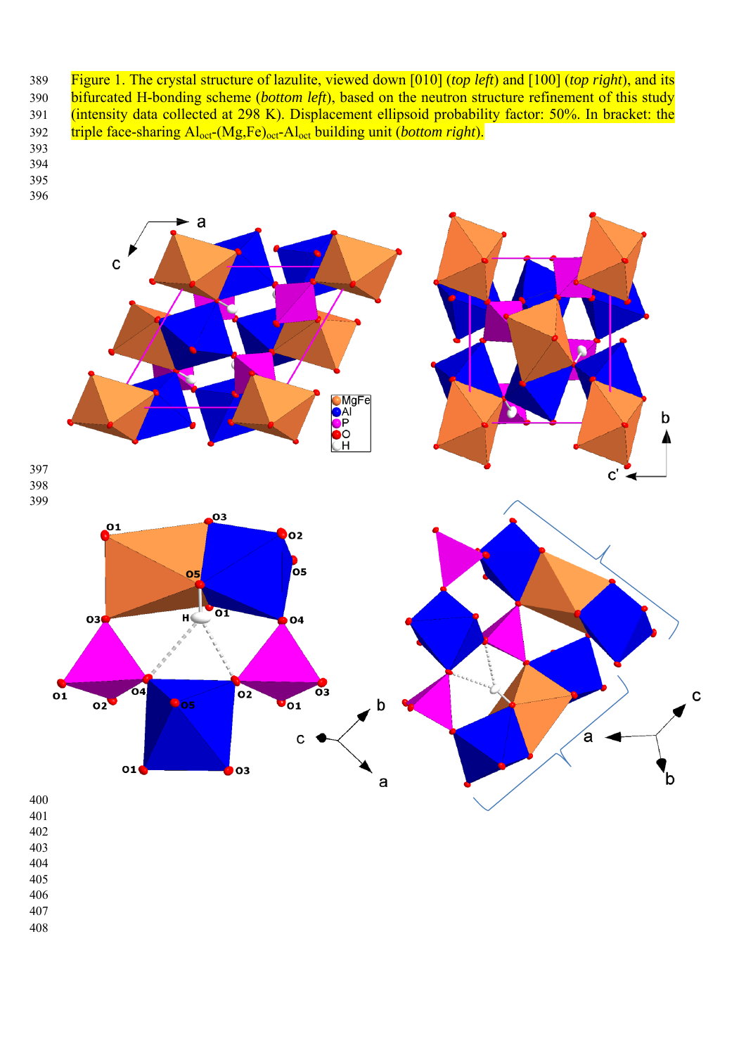Figure 1. The crystal structure of lazulite, viewed down [010] (*top left*) and [100] (*top right*), and its bifurcated H-bonding scheme (*bottom left*), based on the neutron structure refinement of this study (intensity data collected at 298 K). Displacement ellipsoid probability factor: 50%. In bracket: the triple face-sharing $Al_{oct}$-$(Mg,Fe)_{oct}$-$Al_{oct}$ building unit (*bottom right*).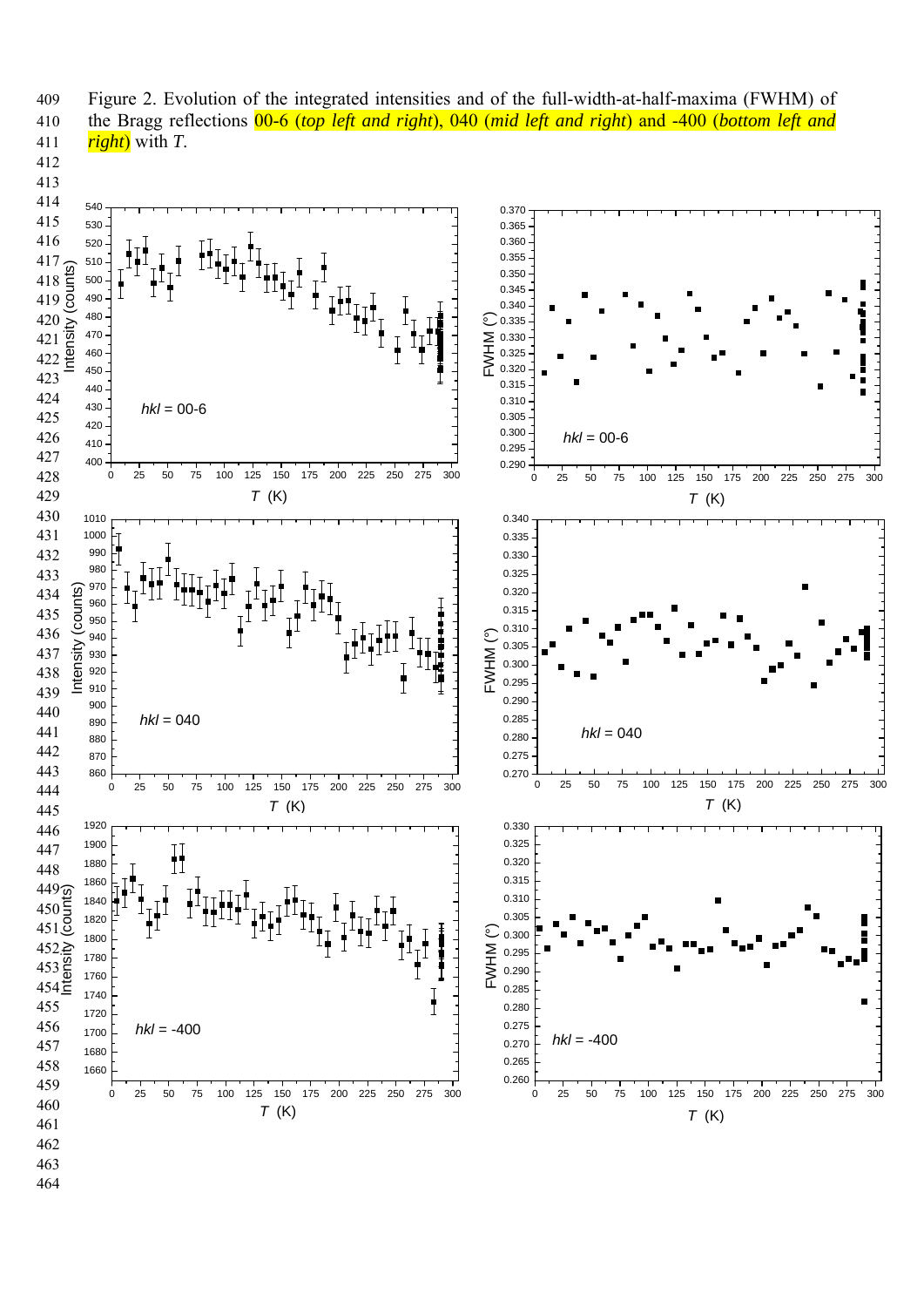Figure 2. Evolution of the integrated intensities and of the full-width-at-half-maxima (FWHM) of the Bragg reflections 00-6 (*top left and right*), 040 (*mid left and right*) and -400 (*bottom left and right*) with *T*.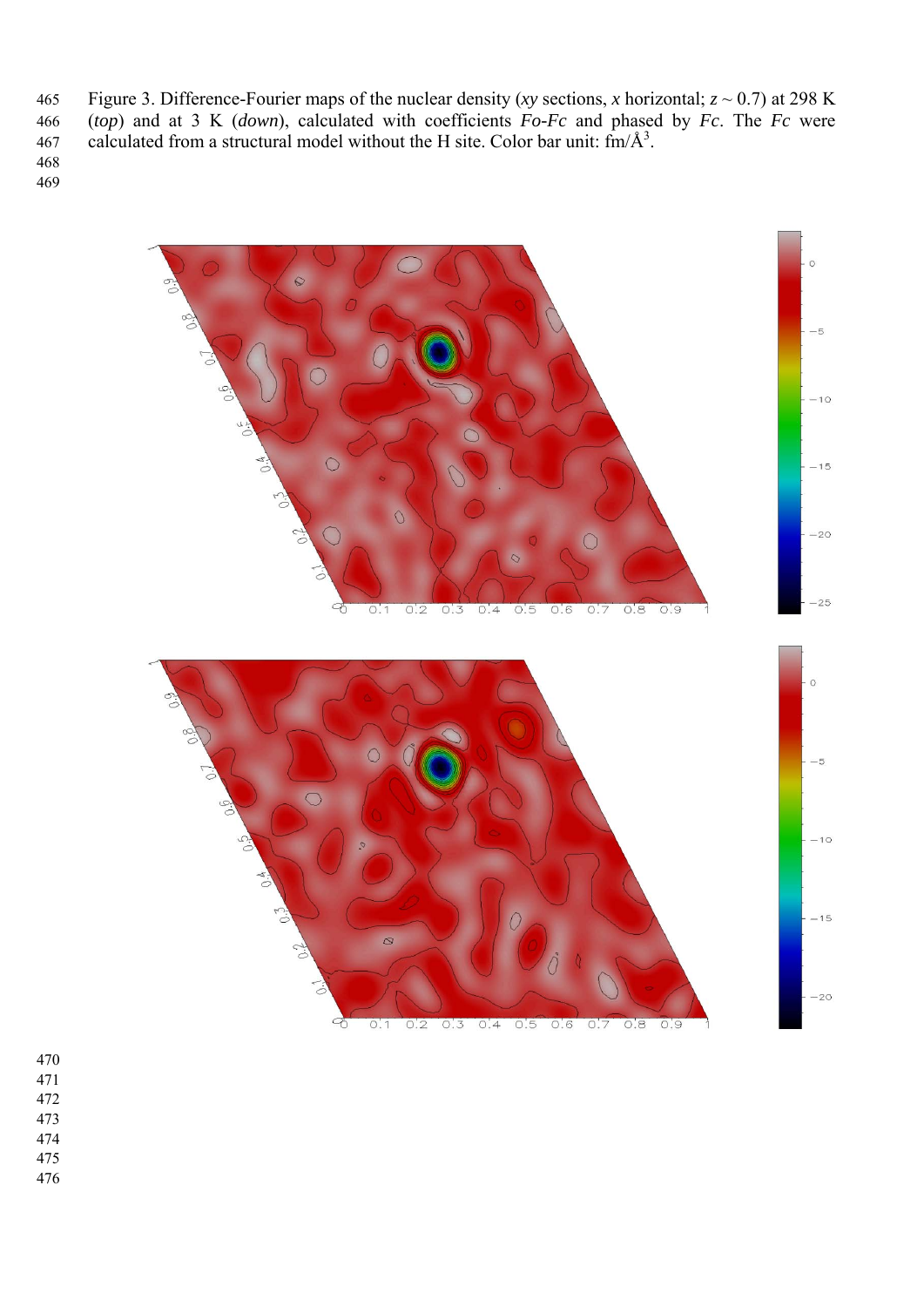Figure 3. Difference-Fourier maps of the nuclear density (*xy* sections, *x* horizontal; $z \sim 0.7$) at 298 K (*top*) and at 3 K (*down*), calculated with coefficients *Fo-Fc* and phased by *Fc*. The *Fc* were calculated from a structural model without the H site. Color bar unit: fm/Å$^3$.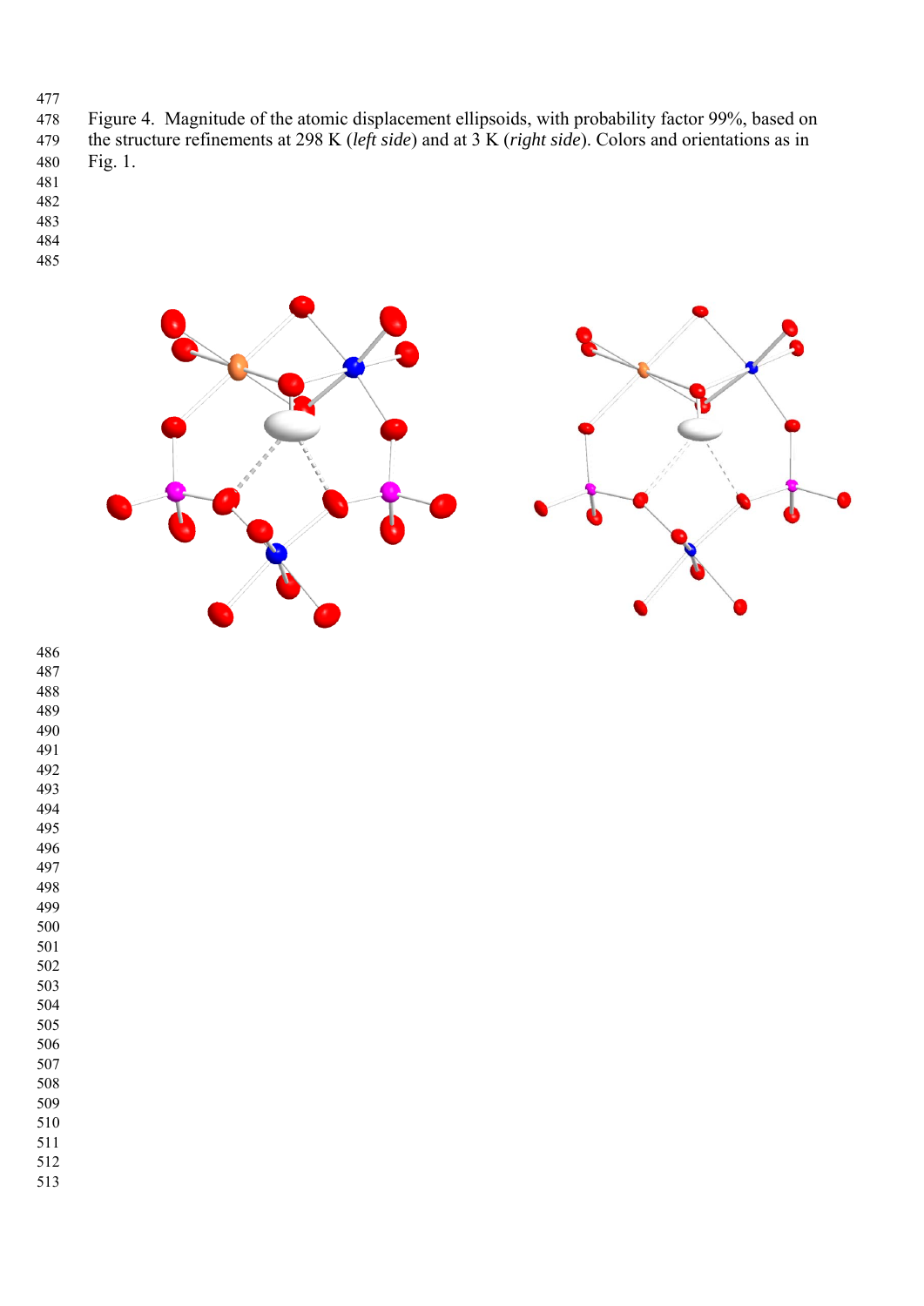Figure 4. Magnitude of the atomic displacement ellipsoids, with probability factor 99%, based on the structure refinements at 298 K (*left side*) and at 3 K (*right side*). Colors and orientations as in Fig. 1.